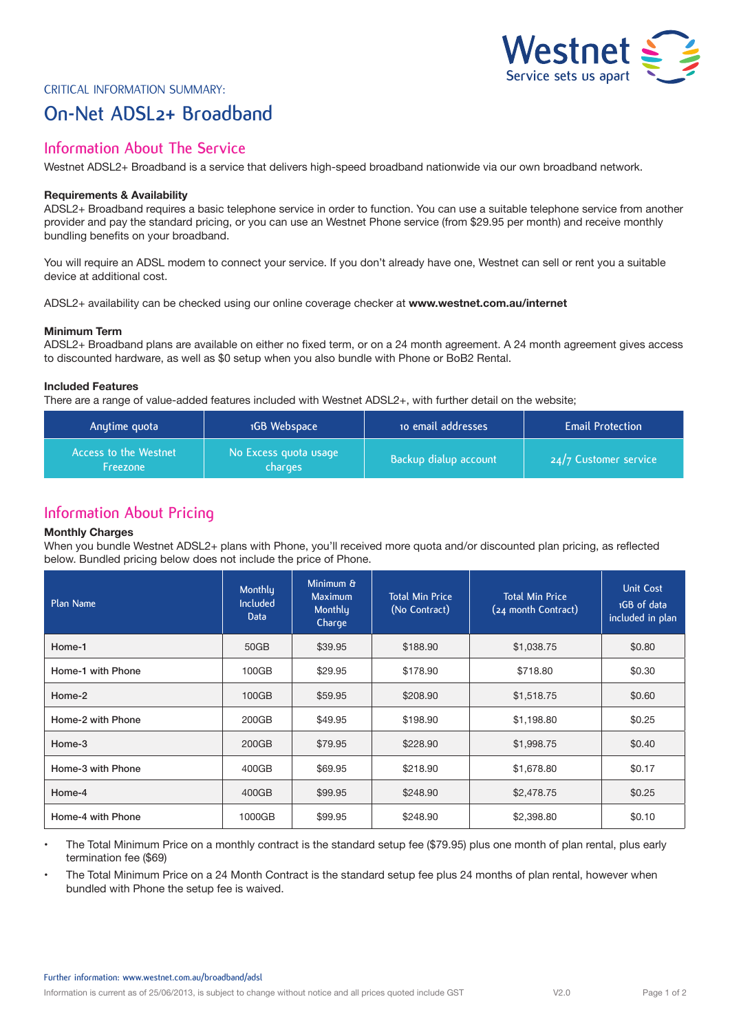CRITICAL INFORMATION SUMMARY:

# On-Net ADSL2+ Broadband

## Information About The Service

Westnet ADSL2+ Broadband is a service that delivers high-speed broadband nationwide via our own broadband network.

**Requirements & Availability**

ADSL2+ Broadband requires a basic telephone service in order to function. You can use a suitable telephone service from another provider and pay the standard pricing, or you can use an Westnet Phone service (from $29.95 per month) and receive monthly bundling benefits on your broadband.

You will require an ADSL modem to connect your service. If you don't already have one, Westnet can sell or rent you a suitable device at additional cost.

ADSL2+ availability can be checked using our online coverage checker at **www.westnet.com.au/internet**

**Minimum Term**

ADSL2+ Broadband plans are available on either no fixed term, or on a 24 month agreement. A 24 month agreement gives access to discounted hardware, as well as $0 setup when you also bundle with Phone or BoB2 Rental.

**Included Features**

There are a range of value-added features included with Westnet ADSL2+, with further detail on the website;

| Anytime quota | 1GB Webspace | 10 email addresses | Email Protection |
|---|---|---|---|
| Access to the Westnet Freezone | No Excess quota usage charges | Backup dialup account | 24/7 Customer service |

## Information About Pricing

**Monthly Charges**

When you bundle Westnet ADSL2+ plans with Phone, you'll received more quota and/or discounted plan pricing, as reflected below. Bundled pricing below does not include the price of Phone.

| Plan Name | Monthly Included Data | Minimum & Maximum Monthly Charge | Total Min Price (No Contract) | Total Min Price (24 month Contract) | Unit Cost 1GB of data included in plan |
|---|---|---|---|---|---|
| Home-1 | 50GB | $39.95 | $188.90 | $1,038.75 | $0.80 |
| Home-1 with Phone | 100GB | $29.95 | $178.90 | $718.80 | $0.30 |
| Home-2 | 100GB | $59.95 | $208.90 | $1,518.75 | $0.60 |
| Home-2 with Phone | 200GB | $49.95 | $198.90 | $1,198.80 | $0.25 |
| Home-3 | 200GB | $79.95 | $228.90 | $1,998.75 | $0.40 |
| Home-3 with Phone | 400GB | $69.95 | $218.90 | $1,678.80 | $0.17 |
| Home-4 | 400GB | $99.95 | $248.90 | $2,478.75 | $0.25 |
| Home-4 with Phone | 1000GB | $99.95 | $248.90 | $2,398.80 | $0.10 |

- The Total Minimum Price on a monthly contract is the standard setup fee ($79.95) plus one month of plan rental, plus early termination fee ($69)
- The Total Minimum Price on a 24 Month Contract is the standard setup fee plus 24 months of plan rental, however when bundled with Phone the setup fee is waived.

Further information: www.westnet.com.au/broadband/adsl

Information is current as of 25/06/2013, is subject to change without notice and all prices quoted include GST V2.0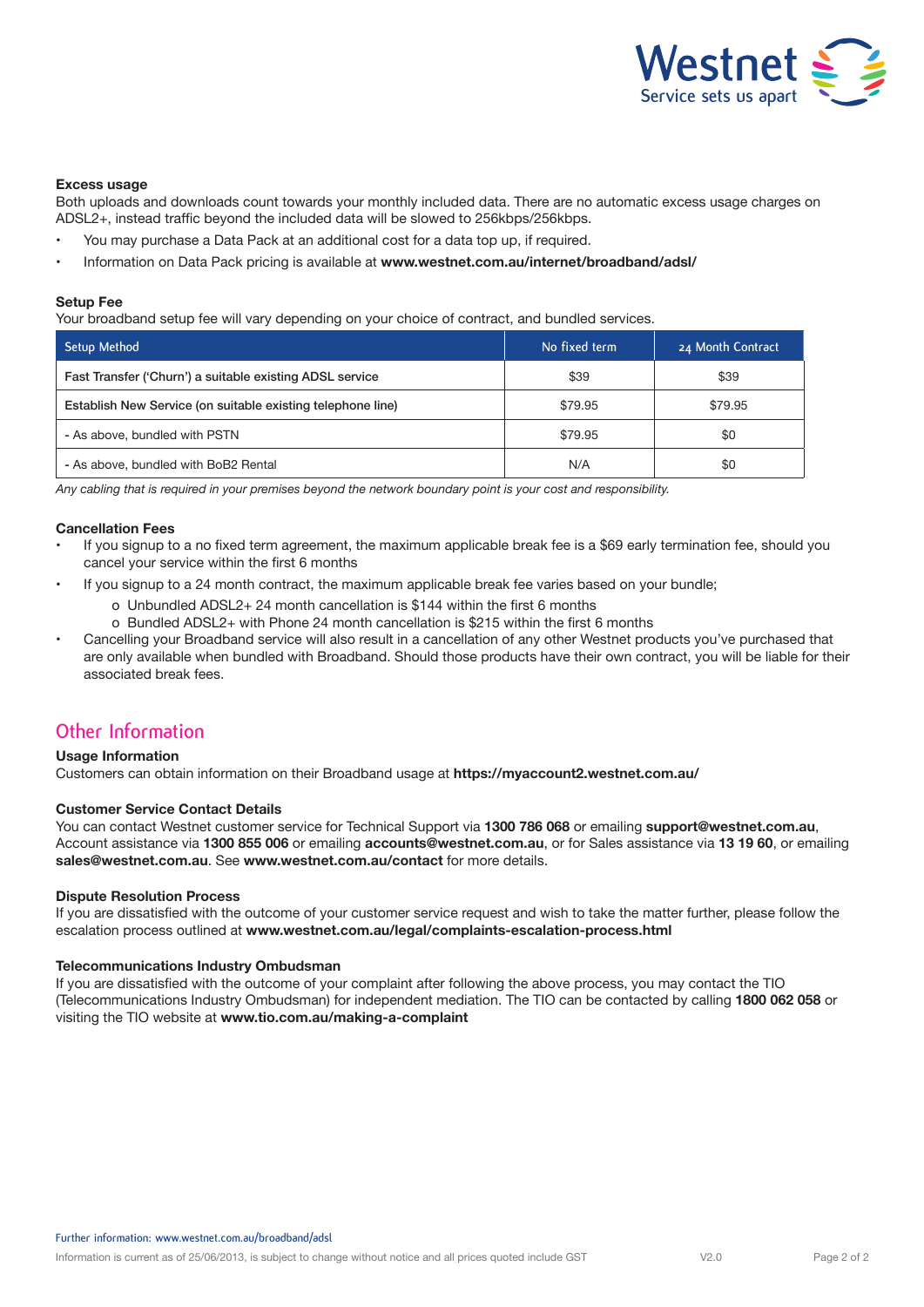### Excess usage

Both uploads and downloads count towards your monthly included data. There are no automatic excess usage charges on ADSL2+, instead traffic beyond the included data will be slowed to 256kbps/256kbps.

- You may purchase a Data Pack at an additional cost for a data top up, if required.
- Information on Data Pack pricing is available at **www.westnet.com.au/internet/broadband/adsl/**

### Setup Fee

Your broadband setup fee will vary depending on your choice of contract, and bundled services.

| Setup Method | No fixed term | 24 Month Contract |
|---|---|---|
| Fast Transfer ('Churn') a suitable existing ADSL service | $39 | $39 |
| Establish New Service (on suitable existing telephone line) | $79.95 | $79.95 |
| - As above, bundled with PSTN | $79.95 | $0 |
| - As above, bundled with BoB2 Rental | N/A | $0 |

*Any cabling that is required in your premises beyond the network boundary point is your cost and responsibility.*

### Cancellation Fees

- If you signup to a no fixed term agreement, the maximum applicable break fee is a $69 early termination fee, should you cancel your service within the first 6 months
- If you signup to a 24 month contract, the maximum applicable break fee varies based on your bundle;
  - Unbundled ADSL2+ 24 month cancellation is $144 within the first 6 months
  - Bundled ADSL2+ with Phone 24 month cancellation is $215 within the first 6 months
- Cancelling your Broadband service will also result in a cancellation of any other Westnet products you've purchased that are only available when bundled with Broadband. Should those products have their own contract, you will be liable for their associated break fees.

## Other Information

### Usage Information

Customers can obtain information on their Broadband usage at **https://myaccount2.westnet.com.au/**

### Customer Service Contact Details

You can contact Westnet customer service for Technical Support via **1300 786 068** or emailing **support@westnet.com.au**, Account assistance via **1300 855 006** or emailing **accounts@westnet.com.au**, or for Sales assistance via **13 19 60**, or emailing **sales@westnet.com.au**. See **www.westnet.com.au/contact** for more details.

### Dispute Resolution Process

If you are dissatisfied with the outcome of your customer service request and wish to take the matter further, please follow the escalation process outlined at **www.westnet.com.au/legal/complaints-escalation-process.html**

### Telecommunications Industry Ombudsman

If you are dissatisfied with the outcome of your complaint after following the above process, you may contact the TIO (Telecommunications Industry Ombudsman) for independent mediation. The TIO can be contacted by calling **1800 062 058** or visiting the TIO website at **www.tio.com.au/making-a-complaint**

Further information: www.westnet.com.au/broadband/adsl

Information is current as of 25/06/2013, is subject to change without notice and all prices quoted include GST V2.0